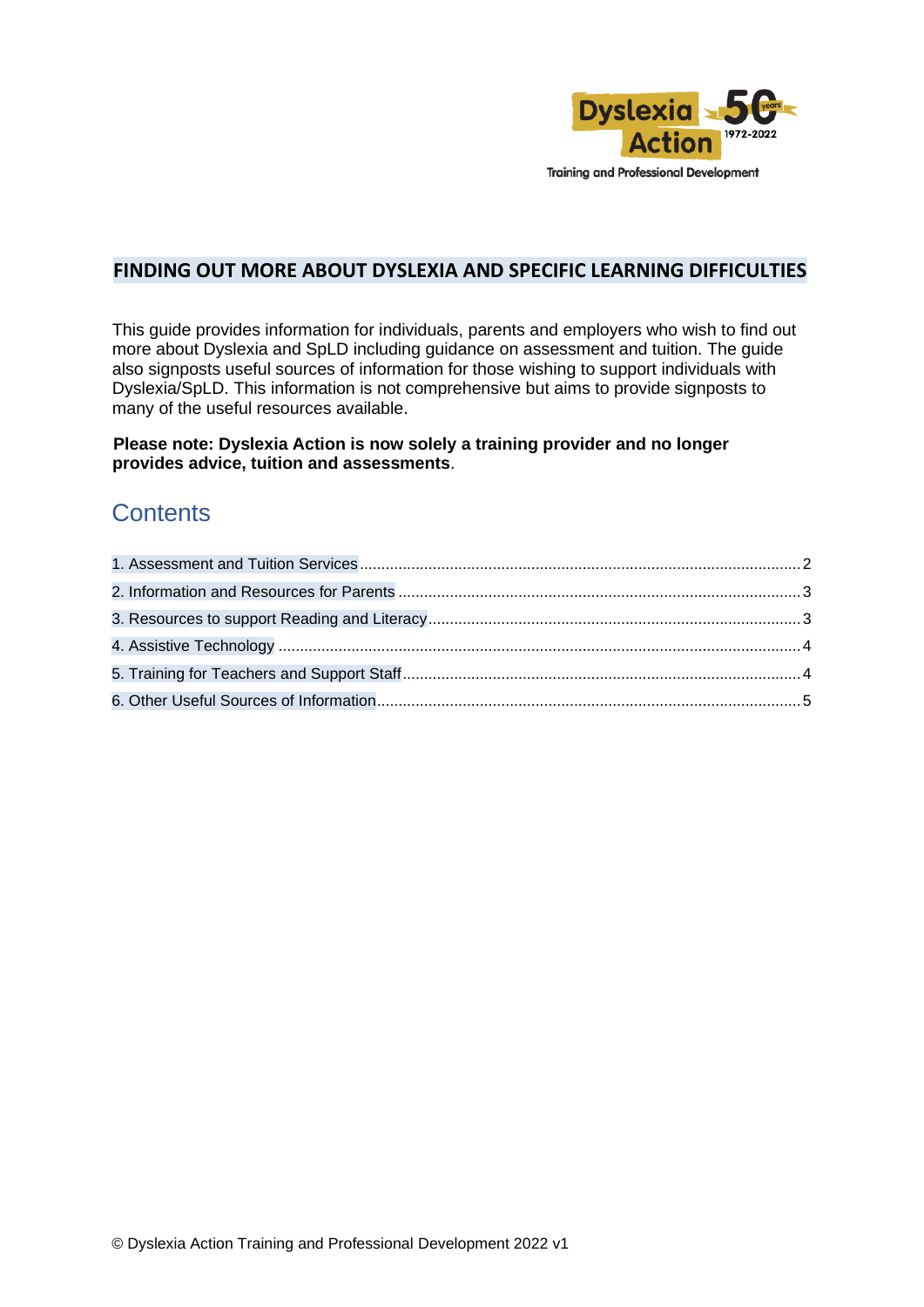Dyslexia Action 50 years 1972-2022

Training and Professional Development

## FINDING OUT MORE ABOUT DYSLEXIA AND SPECIFIC LEARNING DIFFICULTIES

This guide provides information for individuals, parents and employers who wish to find out more about Dyslexia and SpLD including guidance on assessment and tuition. The guide also signposts useful sources of information for those wishing to support individuals with Dyslexia/SpLD. This information is not comprehensive but aims to provide signposts to many of the useful resources available.

**Please note: Dyslexia Action is now solely a training provider and no longer provides advice, tuition and assessments**.

## Contents

1. Assessment and Tuition Services ........ 2
2. Information and Resources for Parents ........ 3
3. Resources to support Reading and Literacy ........ 3
4. Assistive Technology ........ 4
5. Training for Teachers and Support Staff ........ 4
6. Other Useful Sources of Information ........ 5

© Dyslexia Action Training and Professional Development 2022 v1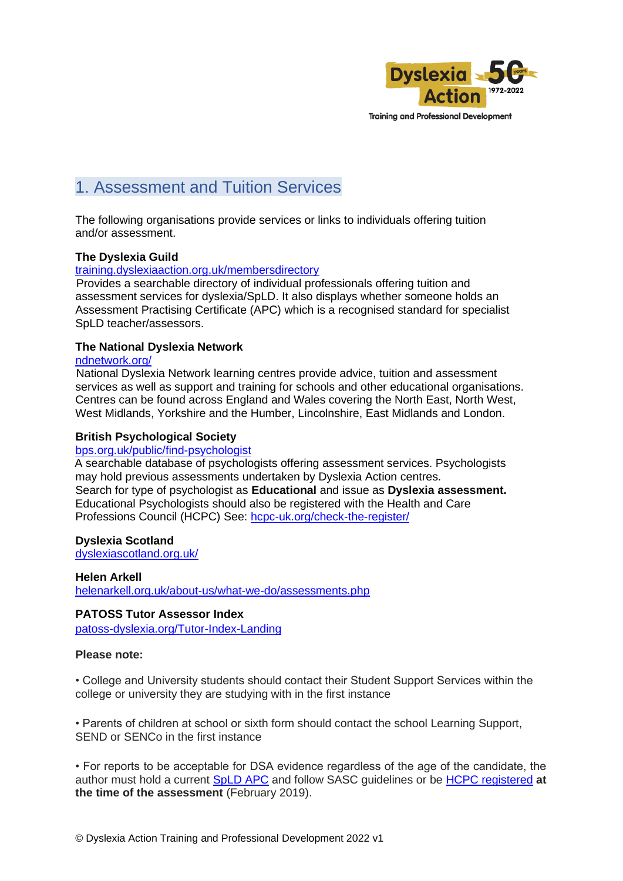# 1. Assessment and Tuition Services

The following organisations provide services or links to individuals offering tuition and/or assessment.

**The Dyslexia Guild**
[training.dyslexiaaction.org.uk/membersdirectory](training.dyslexiaaction.org.uk/membersdirectory)
Provides a searchable directory of individual professionals offering tuition and assessment services for dyslexia/SpLD. It also displays whether someone holds an Assessment Practising Certificate (APC) which is a recognised standard for specialist SpLD teacher/assessors.

**The National Dyslexia Network**
[ndnetwork.org/](ndnetwork.org/)
National Dyslexia Network learning centres provide advice, tuition and assessment services as well as support and training for schools and other educational organisations. Centres can be found across England and Wales covering the North East, North West, West Midlands, Yorkshire and the Humber, Lincolnshire, East Midlands and London.

**British Psychological Society**
[bps.org.uk/public/find-psychologist](bps.org.uk/public/find-psychologist)
A searchable database of psychologists offering assessment services. Psychologists may hold previous assessments undertaken by Dyslexia Action centres.
Search for type of psychologist as **Educational** and issue as **Dyslexia assessment.**
Educational Psychologists should also be registered with the Health and Care Professions Council (HCPC) See: [hcpc-uk.org/check-the-register/](hcpc-uk.org/check-the-register/)

**Dyslexia Scotland**
[dyslexiascotland.org.uk/](dyslexiascotland.org.uk/)

**Helen Arkell**
[helenarkell.org.uk/about-us/what-we-do/assessments.php](helenarkell.org.uk/about-us/what-we-do/assessments.php)

**PATOSS Tutor Assessor Index**
[patoss-dyslexia.org/Tutor-Index-Landing](patoss-dyslexia.org/Tutor-Index-Landing)

**Please note:**

• College and University students should contact their Student Support Services within the college or university they are studying with in the first instance

• Parents of children at school or sixth form should contact the school Learning Support, SEND or SENCo in the first instance

• For reports to be acceptable for DSA evidence regardless of the age of the candidate, the author must hold a current SpLD APC and follow SASC guidelines or be HCPC registered **at the time of the assessment** (February 2019).

© Dyslexia Action Training and Professional Development 2022 v1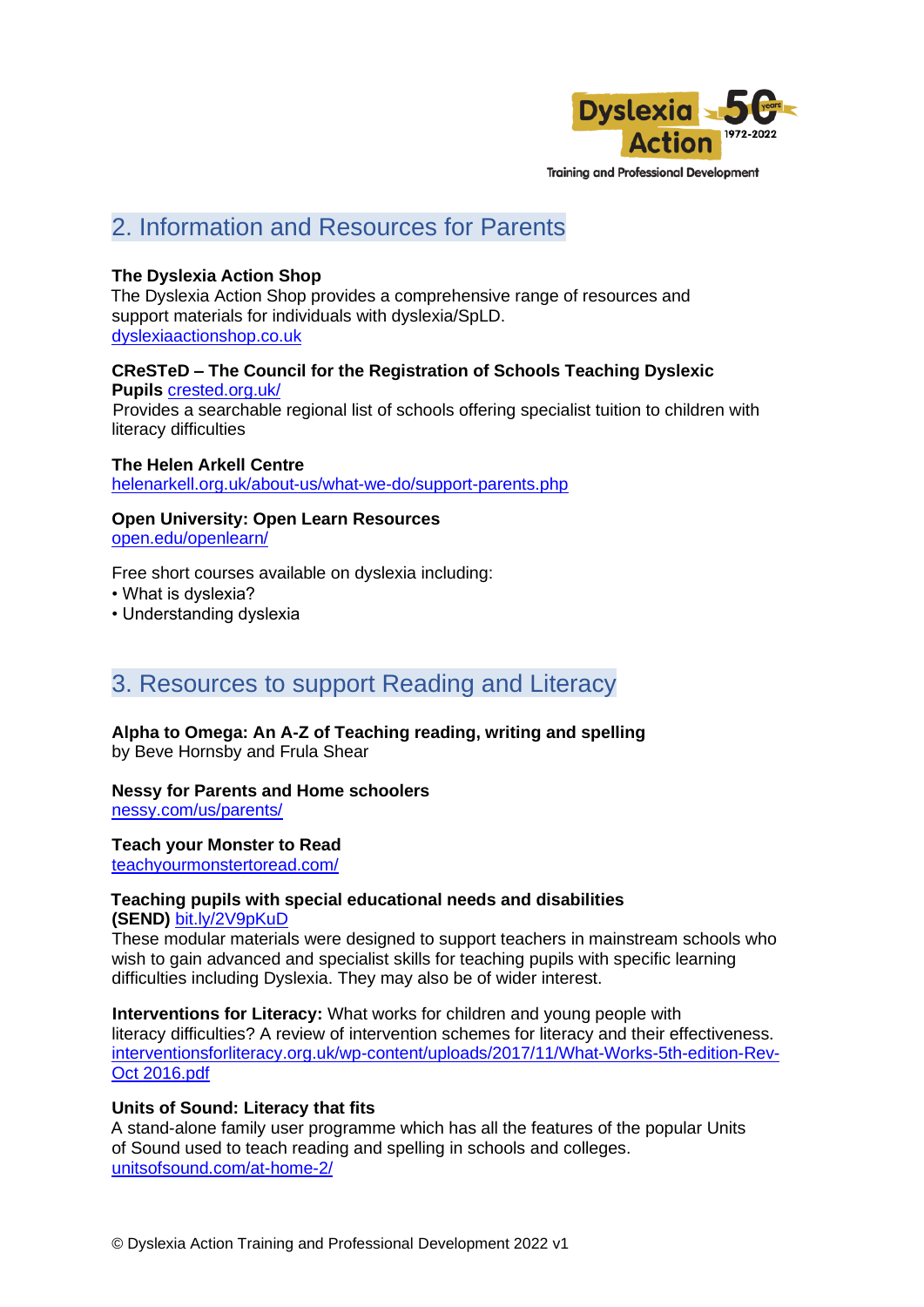## 2. Information and Resources for Parents

**The Dyslexia Action Shop**
The Dyslexia Action Shop provides a comprehensive range of resources and support materials for individuals with dyslexia/SpLD.
dyslexiaactionshop.co.uk

**CReSTeD – The Council for the Registration of Schools Teaching Dyslexic Pupils** crested.org.uk/
Provides a searchable regional list of schools offering specialist tuition to children with literacy difficulties

**The Helen Arkell Centre**
helenarkell.org.uk/about-us/what-we-do/support-parents.php

**Open University: Open Learn Resources**
open.edu/openlearn/

Free short courses available on dyslexia including:
- What is dyslexia?
- Understanding dyslexia

## 3. Resources to support Reading and Literacy

**Alpha to Omega: An A-Z of Teaching reading, writing and spelling**
by Beve Hornsby and Frula Shear

**Nessy for Parents and Home schoolers**
nessy.com/us/parents/

**Teach your Monster to Read**
teachyourmonstertoread.com/

**Teaching pupils with special educational needs and disabilities (SEND)** bit.ly/2V9pKuD
These modular materials were designed to support teachers in mainstream schools who wish to gain advanced and specialist skills for teaching pupils with specific learning difficulties including Dyslexia. They may also be of wider interest.

**Interventions for Literacy:** What works for children and young people with literacy difficulties? A review of intervention schemes for literacy and their effectiveness.
interventionsforliteracy.org.uk/wp-content/uploads/2017/11/What-Works-5th-edition-Rev-Oct 2016.pdf

**Units of Sound: Literacy that fits**
A stand-alone family user programme which has all the features of the popular Units of Sound used to teach reading and spelling in schools and colleges.
unitsofsound.com/at-home-2/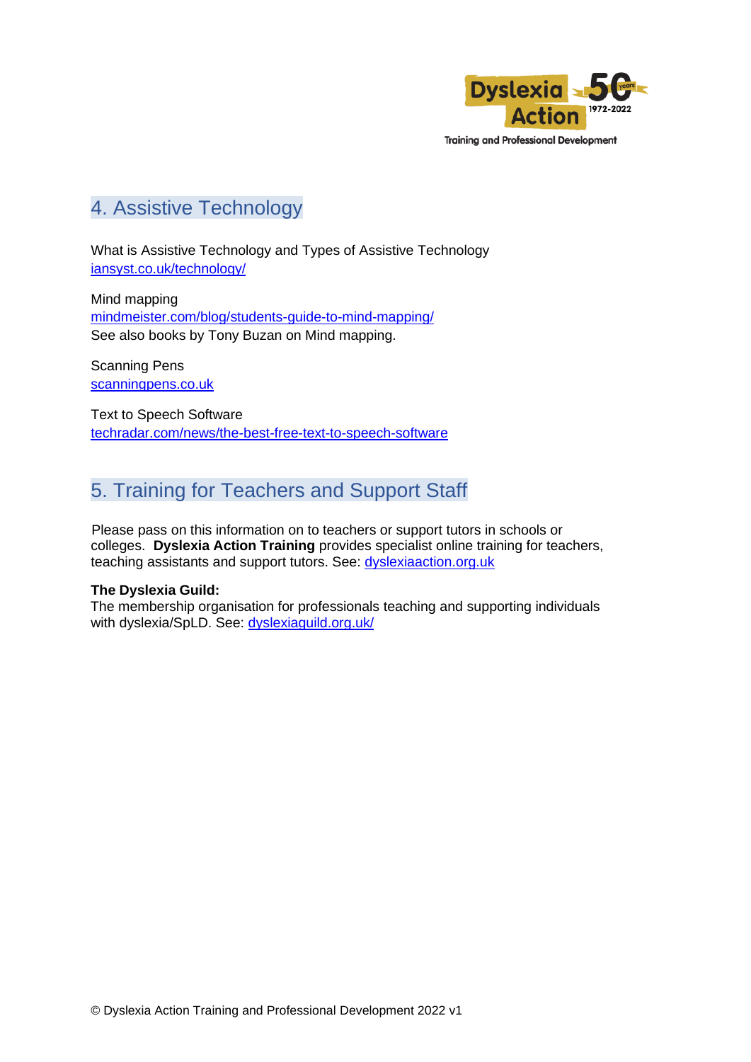## 4. Assistive Technology

What is Assistive Technology and Types of Assistive Technology
[iansyst.co.uk/technology/](iansyst.co.uk/technology/)

Mind mapping
[mindmeister.com/blog/students-guide-to-mind-mapping/](mindmeister.com/blog/students-guide-to-mind-mapping/)
See also books by Tony Buzan on Mind mapping.

Scanning Pens
[scanningpens.co.uk](scanningpens.co.uk)

Text to Speech Software
[techradar.com/news/the-best-free-text-to-speech-software](techradar.com/news/the-best-free-text-to-speech-software)

## 5. Training for Teachers and Support Staff

Please pass on this information on to teachers or support tutors in schools or colleges. **Dyslexia Action Training** provides specialist online training for teachers, teaching assistants and support tutors. See: [dyslexiaaction.org.uk](dyslexiaaction.org.uk)

**The Dyslexia Guild:**
The membership organisation for professionals teaching and supporting individuals with dyslexia/SpLD. See: [dyslexiaguild.org.uk/](dyslexiaguild.org.uk/)

© Dyslexia Action Training and Professional Development 2022 v1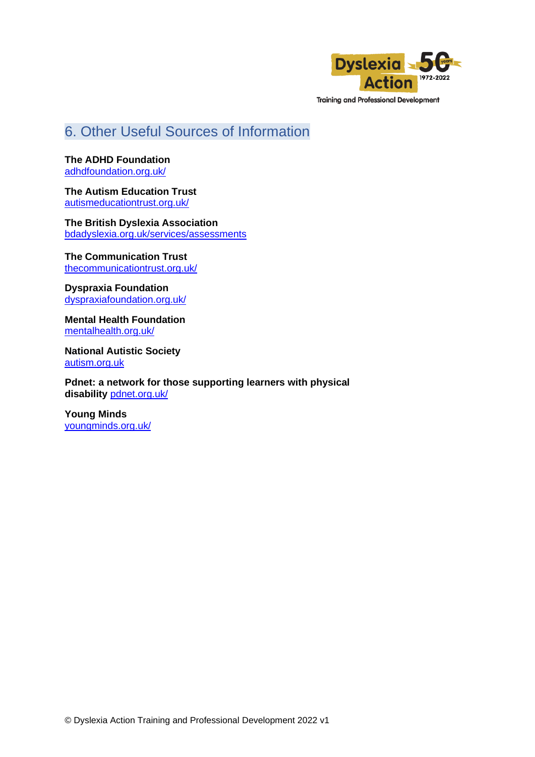## 6. Other Useful Sources of Information

**The ADHD Foundation**
adhdfoundation.org.uk/

**The Autism Education Trust**
autismeducationtrust.org.uk/

**The British Dyslexia Association**
bdadyslexia.org.uk/services/assessments

**The Communication Trust**
thecommunicationtrust.org.uk/

**Dyspraxia Foundation**
dyspraxiafoundation.org.uk/

**Mental Health Foundation**
mentalhealth.org.uk/

**National Autistic Society**
autism.org.uk

**Pdnet: a network for those supporting learners with physical disability** pdnet.org.uk/

**Young Minds**
youngminds.org.uk/